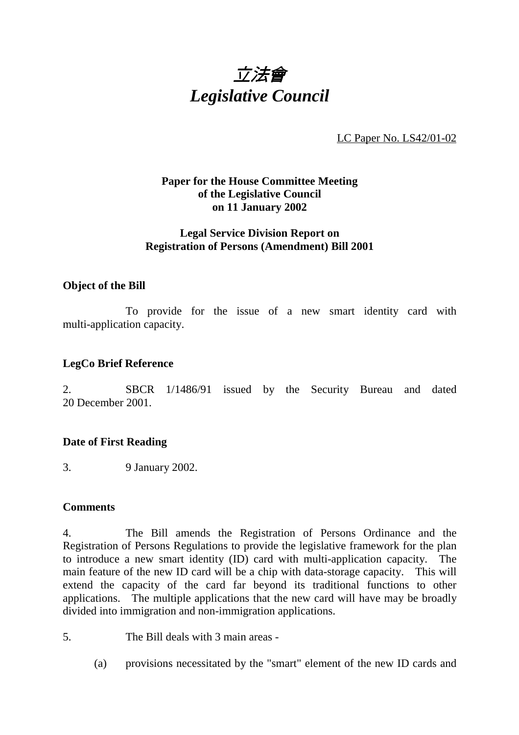# *立法會*
# *Legislative Council*

LC Paper No. LS42/01-02

**Paper for the House Committee Meeting of the Legislative Council on 11 January 2002**

**Legal Service Division Report on Registration of Persons (Amendment) Bill 2001**

### Object of the Bill

To provide for the issue of a new smart identity card with multi-application capacity.

### LegCo Brief Reference

2. SBCR 1/1486/91 issued by the Security Bureau and dated 20 December 2001.

### Date of First Reading

3. 9 January 2002.

### Comments

4. The Bill amends the Registration of Persons Ordinance and the Registration of Persons Regulations to provide the legislative framework for the plan to introduce a new smart identity (ID) card with multi-application capacity. The main feature of the new ID card will be a chip with data-storage capacity. This will extend the capacity of the card far beyond its traditional functions to other applications. The multiple applications that the new card will have may be broadly divided into immigration and non-immigration applications.

5. The Bill deals with 3 main areas -

(a) provisions necessitated by the "smart" element of the new ID cards and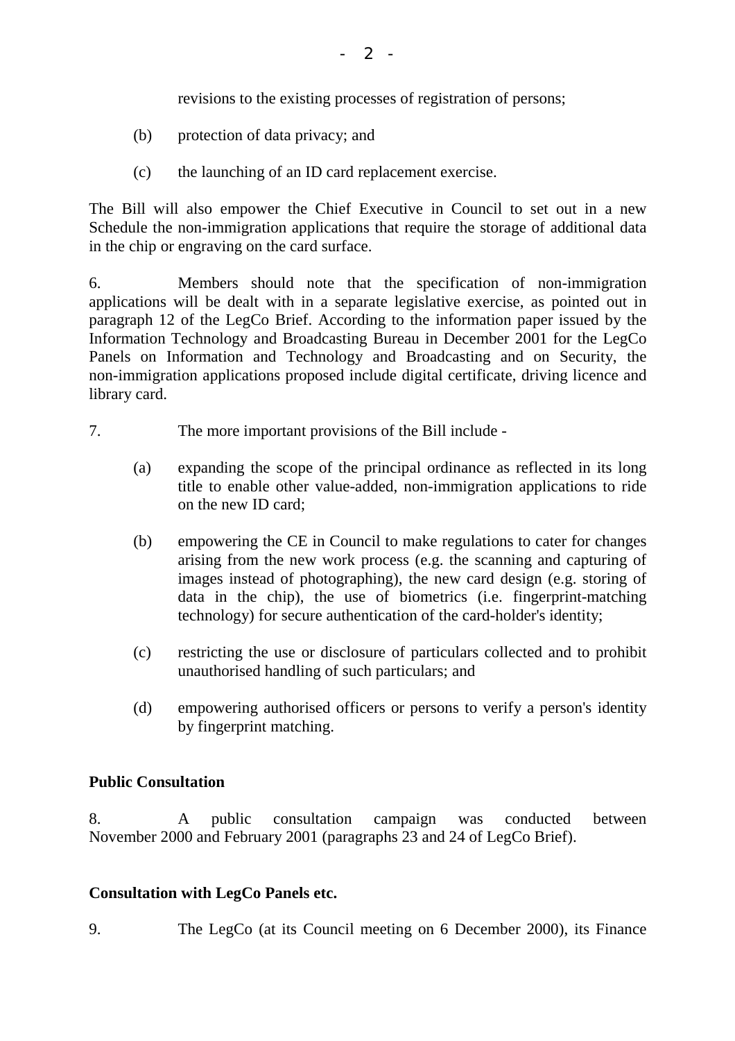revisions to the existing processes of registration of persons;

(b) protection of data privacy; and

(c) the launching of an ID card replacement exercise.

The Bill will also empower the Chief Executive in Council to set out in a new Schedule the non-immigration applications that require the storage of additional data in the chip or engraving on the card surface.

6. Members should note that the specification of non-immigration applications will be dealt with in a separate legislative exercise, as pointed out in paragraph 12 of the LegCo Brief. According to the information paper issued by the Information Technology and Broadcasting Bureau in December 2001 for the LegCo Panels on Information and Technology and Broadcasting and on Security, the non-immigration applications proposed include digital certificate, driving licence and library card.

7. The more important provisions of the Bill include -

(a) expanding the scope of the principal ordinance as reflected in its long title to enable other value-added, non-immigration applications to ride on the new ID card;

(b) empowering the CE in Council to make regulations to cater for changes arising from the new work process (e.g. the scanning and capturing of images instead of photographing), the new card design (e.g. storing of data in the chip), the use of biometrics (i.e. fingerprint-matching technology) for secure authentication of the card-holder's identity;

(c) restricting the use or disclosure of particulars collected and to prohibit unauthorised handling of such particulars; and

(d) empowering authorised officers or persons to verify a person's identity by fingerprint matching.

**Public Consultation**

8. A public consultation campaign was conducted between November 2000 and February 2001 (paragraphs 23 and 24 of LegCo Brief).

**Consultation with LegCo Panels etc.**

9. The LegCo (at its Council meeting on 6 December 2000), its Finance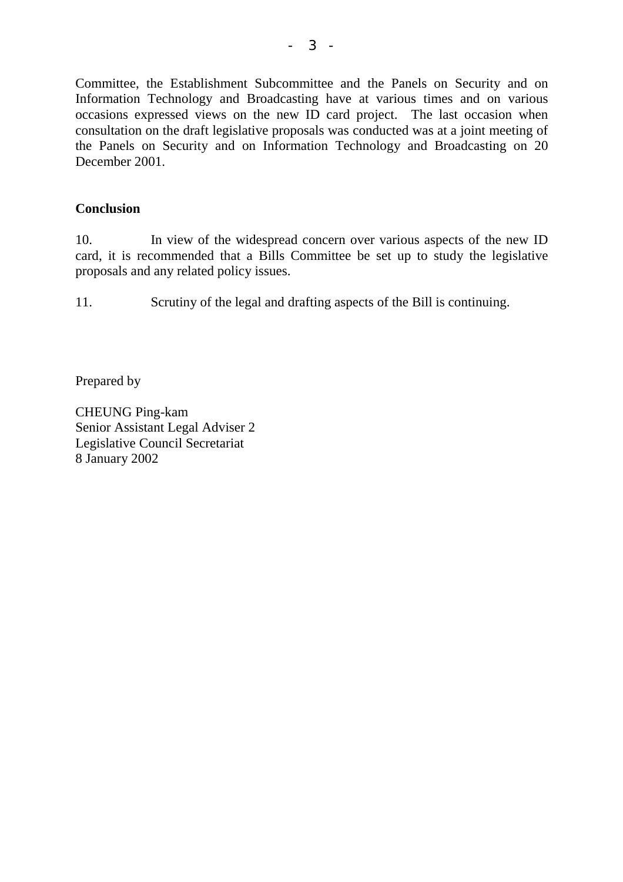Committee, the Establishment Subcommittee and the Panels on Security and on Information Technology and Broadcasting have at various times and on various occasions expressed views on the new ID card project. The last occasion when consultation on the draft legislative proposals was conducted was at a joint meeting of the Panels on Security and on Information Technology and Broadcasting on 20 December 2001.

**Conclusion**

10. In view of the widespread concern over various aspects of the new ID card, it is recommended that a Bills Committee be set up to study the legislative proposals and any related policy issues.

11. Scrutiny of the legal and drafting aspects of the Bill is continuing.

Prepared by

CHEUNG Ping-kam
Senior Assistant Legal Adviser 2
Legislative Council Secretariat
8 January 2002